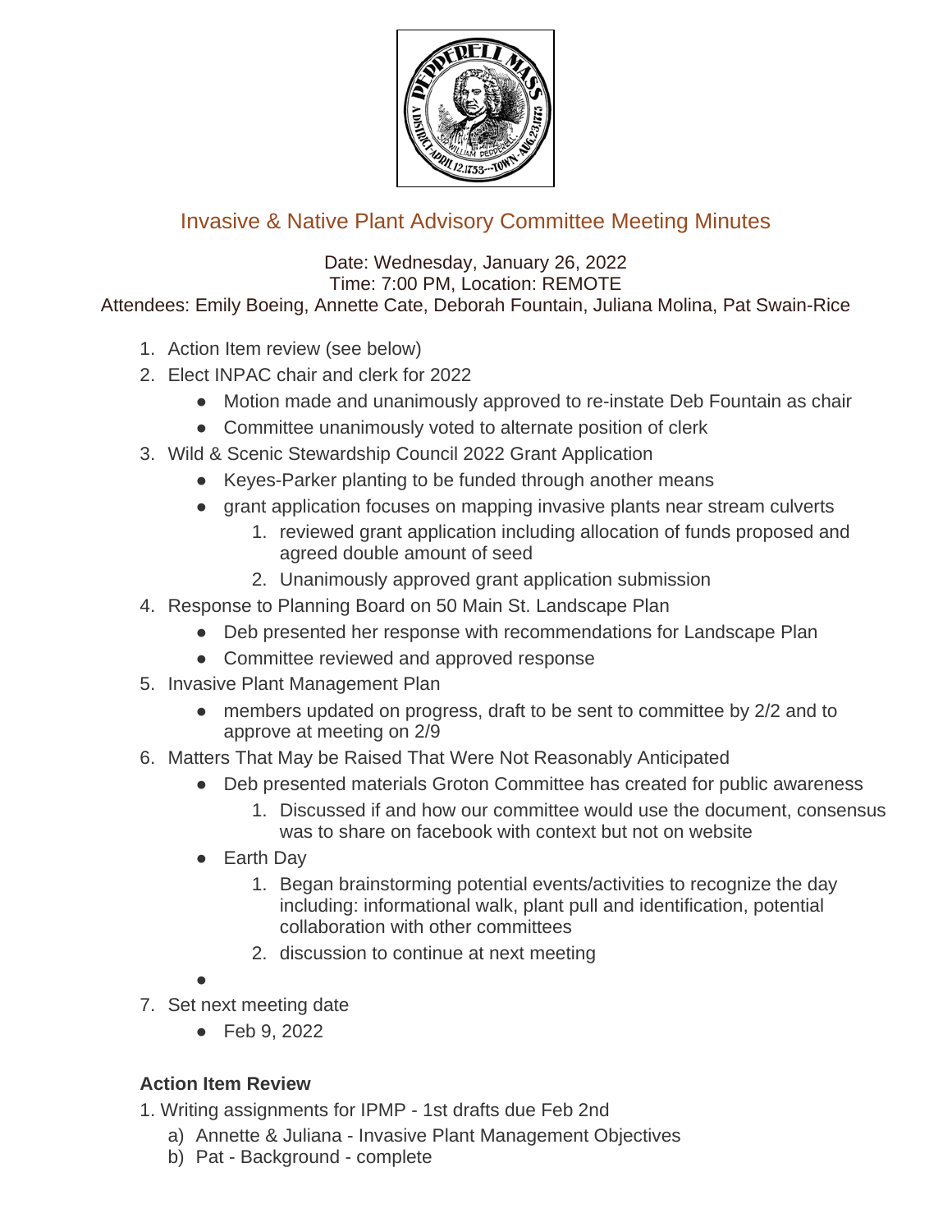# Invasive & Native Plant Advisory Committee Meeting Minutes

Date: Wednesday, January 26, 2022
Time: 7:00 PM, Location: REMOTE
Attendees: Emily Boeing, Annette Cate, Deborah Fountain, Juliana Molina, Pat Swain-Rice

1. Action Item review (see below)
2. Elect INPAC chair and clerk for 2022
   - Motion made and unanimously approved to re-instate Deb Fountain as chair
   - Committee unanimously voted to alternate position of clerk
3. Wild & Scenic Stewardship Council 2022 Grant Application
   - Keyes-Parker planting to be funded through another means
   - grant application focuses on mapping invasive plants near stream culverts
     1. reviewed grant application including allocation of funds proposed and agreed double amount of seed
     2. Unanimously approved grant application submission
4. Response to Planning Board on 50 Main St. Landscape Plan
   - Deb presented her response with recommendations for Landscape Plan
   - Committee reviewed and approved response
5. Invasive Plant Management Plan
   - members updated on progress, draft to be sent to committee by 2/2 and to approve at meeting on 2/9
6. Matters That May be Raised That Were Not Reasonably Anticipated
   - Deb presented materials Groton Committee has created for public awareness
     1. Discussed if and how our committee would use the document, consensus was to share on facebook with context but not on website
   - Earth Day
     1. Began brainstorming potential events/activities to recognize the day including: informational walk, plant pull and identification, potential collaboration with other committees
     2. discussion to continue at next meeting
   - 
7. Set next meeting date
   - Feb 9, 2022

**Action Item Review**

1. Writing assignments for IPMP - 1st drafts due Feb 2nd
   a) Annette & Juliana - Invasive Plant Management Objectives
   b) Pat - Background - complete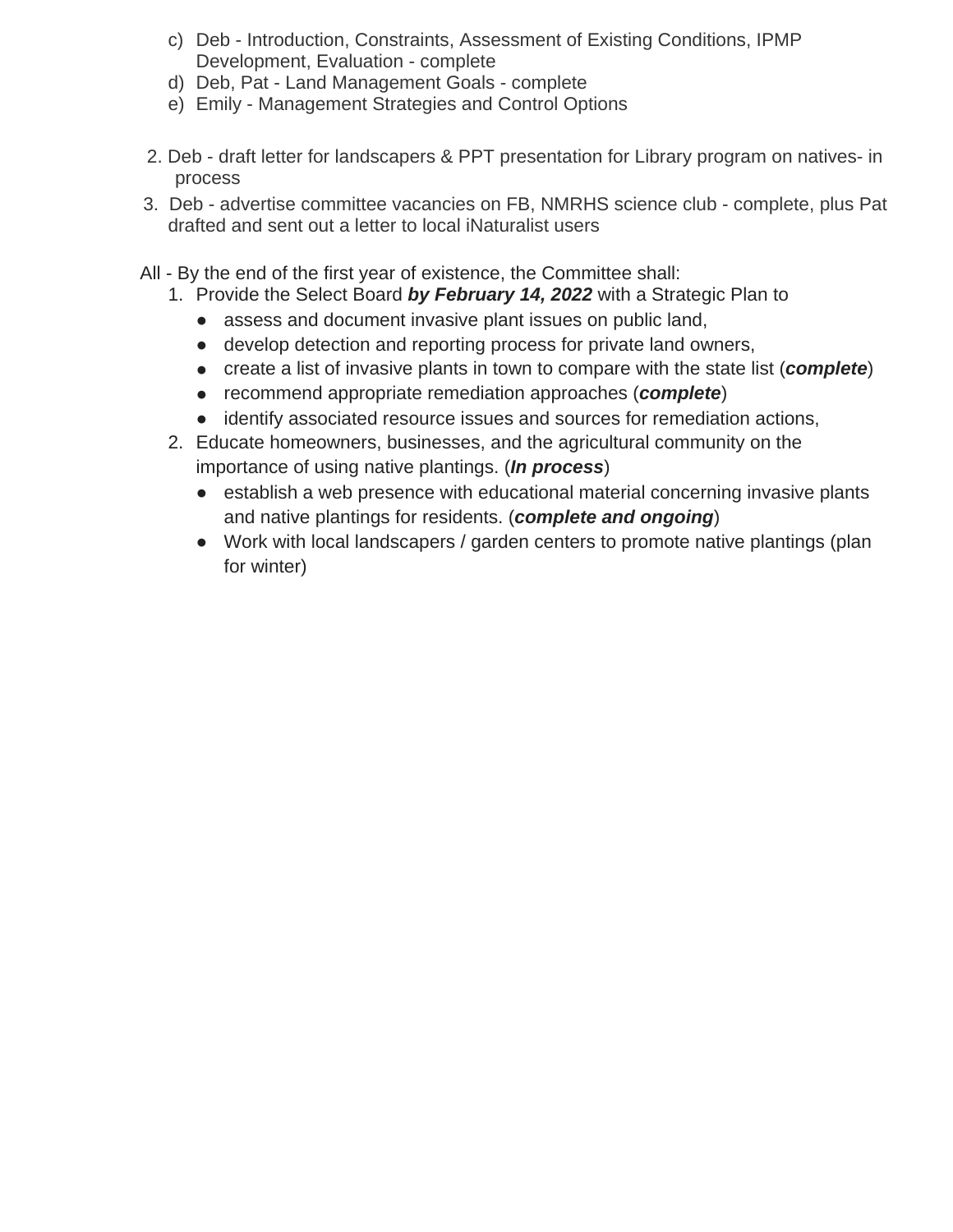c) Deb - Introduction, Constraints, Assessment of Existing Conditions, IPMP Development, Evaluation - complete
d) Deb, Pat - Land Management Goals - complete
e) Emily - Management Strategies and Control Options

2. Deb - draft letter for landscapers & PPT presentation for Library program on natives- in process
3. Deb - advertise committee vacancies on FB, NMRHS science club - complete, plus Pat drafted and sent out a letter to local iNaturalist users

All - By the end of the first year of existence, the Committee shall:

1. Provide the Select Board ***by February 14, 2022*** with a Strategic Plan to
   - assess and document invasive plant issues on public land,
   - develop detection and reporting process for private land owners,
   - create a list of invasive plants in town to compare with the state list (***complete***)
   - recommend appropriate remediation approaches (***complete***)
   - identify associated resource issues and sources for remediation actions,
2. Educate homeowners, businesses, and the agricultural community on the importance of using native plantings. (***In process***)
   - establish a web presence with educational material concerning invasive plants and native plantings for residents. (***complete and ongoing***)
   - Work with local landscapers / garden centers to promote native plantings (plan for winter)